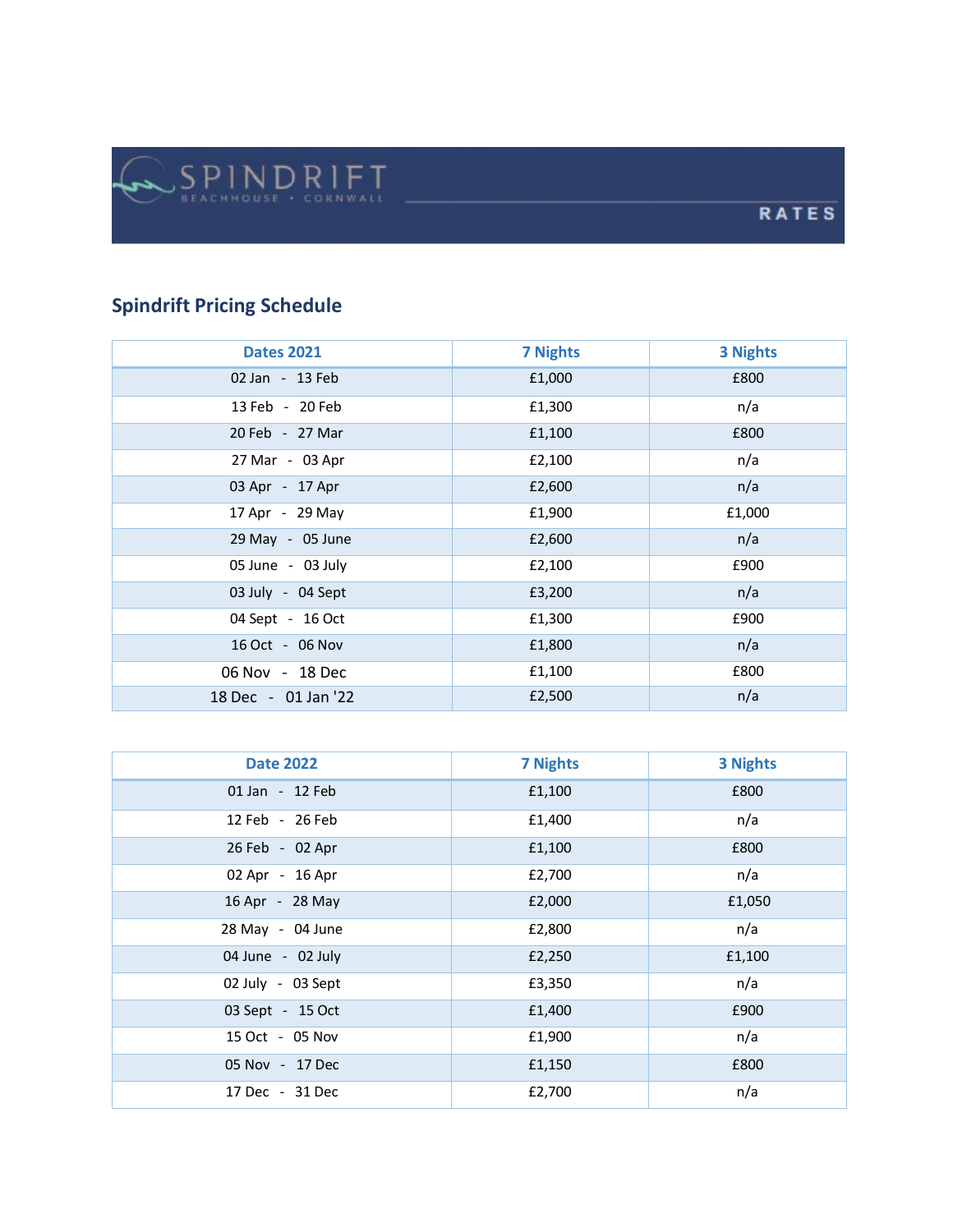SPINDRIFT
BEACHHOUSE • CORNWALL

RATES

## Spindrift Pricing Schedule

| Dates 2021 | 7 Nights | 3 Nights |
|---|---|---|
| 02 Jan - 13 Feb | £1,000 | £800 |
| 13 Feb - 20 Feb | £1,300 | n/a |
| 20 Feb - 27 Mar | £1,100 | £800 |
| 27 Mar - 03 Apr | £2,100 | n/a |
| 03 Apr - 17 Apr | £2,600 | n/a |
| 17 Apr - 29 May | £1,900 | £1,000 |
| 29 May - 05 June | £2,600 | n/a |
| 05 June - 03 July | £2,100 | £900 |
| 03 July - 04 Sept | £3,200 | n/a |
| 04 Sept - 16 Oct | £1,300 | £900 |
| 16 Oct - 06 Nov | £1,800 | n/a |
| 06 Nov - 18 Dec | £1,100 | £800 |
| 18 Dec - 01 Jan '22 | £2,500 | n/a |

| Date 2022 | 7 Nights | 3 Nights |
|---|---|---|
| 01 Jan - 12 Feb | £1,100 | £800 |
| 12 Feb - 26 Feb | £1,400 | n/a |
| 26 Feb - 02 Apr | £1,100 | £800 |
| 02 Apr - 16 Apr | £2,700 | n/a |
| 16 Apr - 28 May | £2,000 | £1,050 |
| 28 May - 04 June | £2,800 | n/a |
| 04 June - 02 July | £2,250 | £1,100 |
| 02 July - 03 Sept | £3,350 | n/a |
| 03 Sept - 15 Oct | £1,400 | £900 |
| 15 Oct - 05 Nov | £1,900 | n/a |
| 05 Nov - 17 Dec | £1,150 | £800 |
| 17 Dec - 31 Dec | £2,700 | n/a |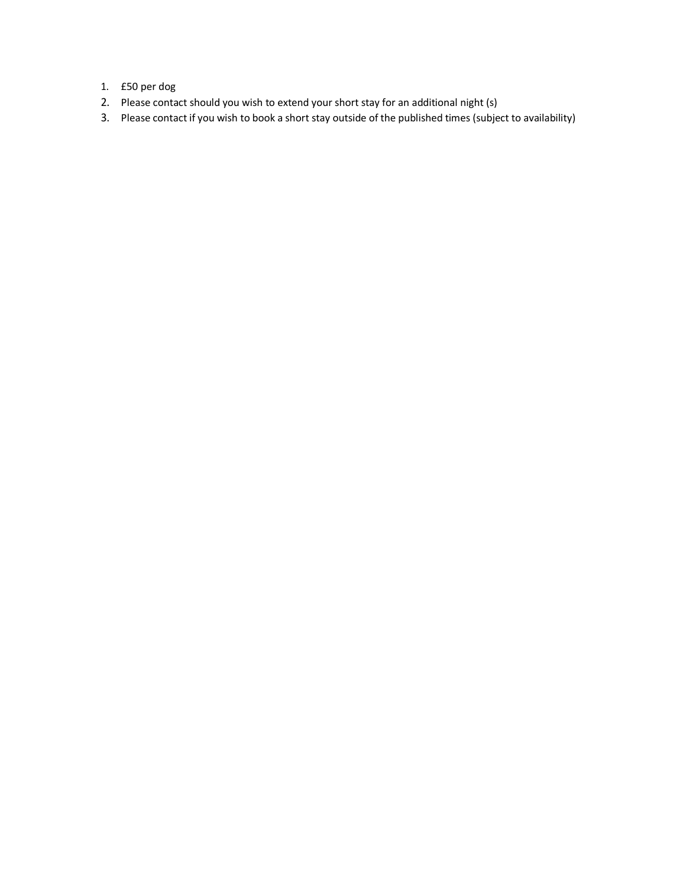1. £50 per dog
2. Please contact should you wish to extend your short stay for an additional night (s)
3. Please contact if you wish to book a short stay outside of the published times (subject to availability)